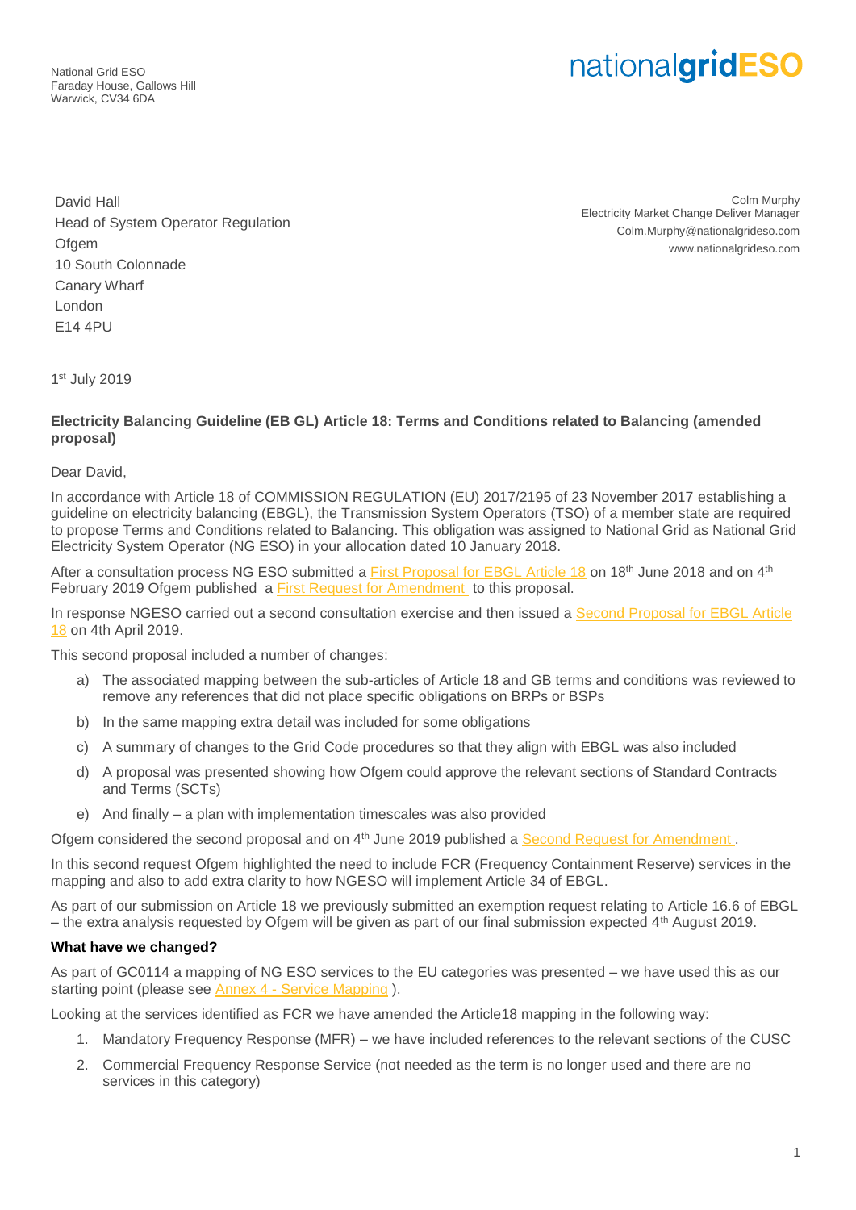National Grid ESO
Faraday House, Gallows Hill
Warwick, CV34 6DA

nationalgridESO

David Hall
Head of System Operator Regulation
Ofgem
10 South Colonnade
Canary Wharf
London
E14 4PU

Colm Murphy
Electricity Market Change Deliver Manager
Colm.Murphy@nationalgrideso.com
www.nationalgrideso.com

1st July 2019

**Electricity Balancing Guideline (EB GL) Article 18: Terms and Conditions related to Balancing (amended proposal)**

Dear David,

In accordance with Article 18 of COMMISSION REGULATION (EU) 2017/2195 of 23 November 2017 establishing a guideline on electricity balancing (EBGL), the Transmission System Operators (TSO) of a member state are required to propose Terms and Conditions related to Balancing. This obligation was assigned to National Grid as National Grid Electricity System Operator (NG ESO) in your allocation dated 10 January 2018.

After a consultation process NG ESO submitted a First Proposal for EBGL Article 18 on 18th June 2018 and on 4th February 2019 Ofgem published a First Request for Amendment to this proposal.

In response NGESO carried out a second consultation exercise and then issued a Second Proposal for EBGL Article 18 on 4th April 2019.

This second proposal included a number of changes:

a) The associated mapping between the sub-articles of Article 18 and GB terms and conditions was reviewed to remove any references that did not place specific obligations on BRPs or BSPs
b) In the same mapping extra detail was included for some obligations
c) A summary of changes to the Grid Code procedures so that they align with EBGL was also included
d) A proposal was presented showing how Ofgem could approve the relevant sections of Standard Contracts and Terms (SCTs)
e) And finally – a plan with implementation timescales was also provided

Ofgem considered the second proposal and on 4th June 2019 published a Second Request for Amendment.

In this second request Ofgem highlighted the need to include FCR (Frequency Containment Reserve) services in the mapping and also to add extra clarity to how NGESO will implement Article 34 of EBGL.

As part of our submission on Article 18 we previously submitted an exemption request relating to Article 16.6 of EBGL – the extra analysis requested by Ofgem will be given as part of our final submission expected 4th August 2019.

**What have we changed?**

As part of GC0114 a mapping of NG ESO services to the EU categories was presented – we have used this as our starting point (please see Annex 4 - Service Mapping ).

Looking at the services identified as FCR we have amended the Article18 mapping in the following way:

1. Mandatory Frequency Response (MFR) – we have included references to the relevant sections of the CUSC
2. Commercial Frequency Response Service (not needed as the term is no longer used and there are no services in this category)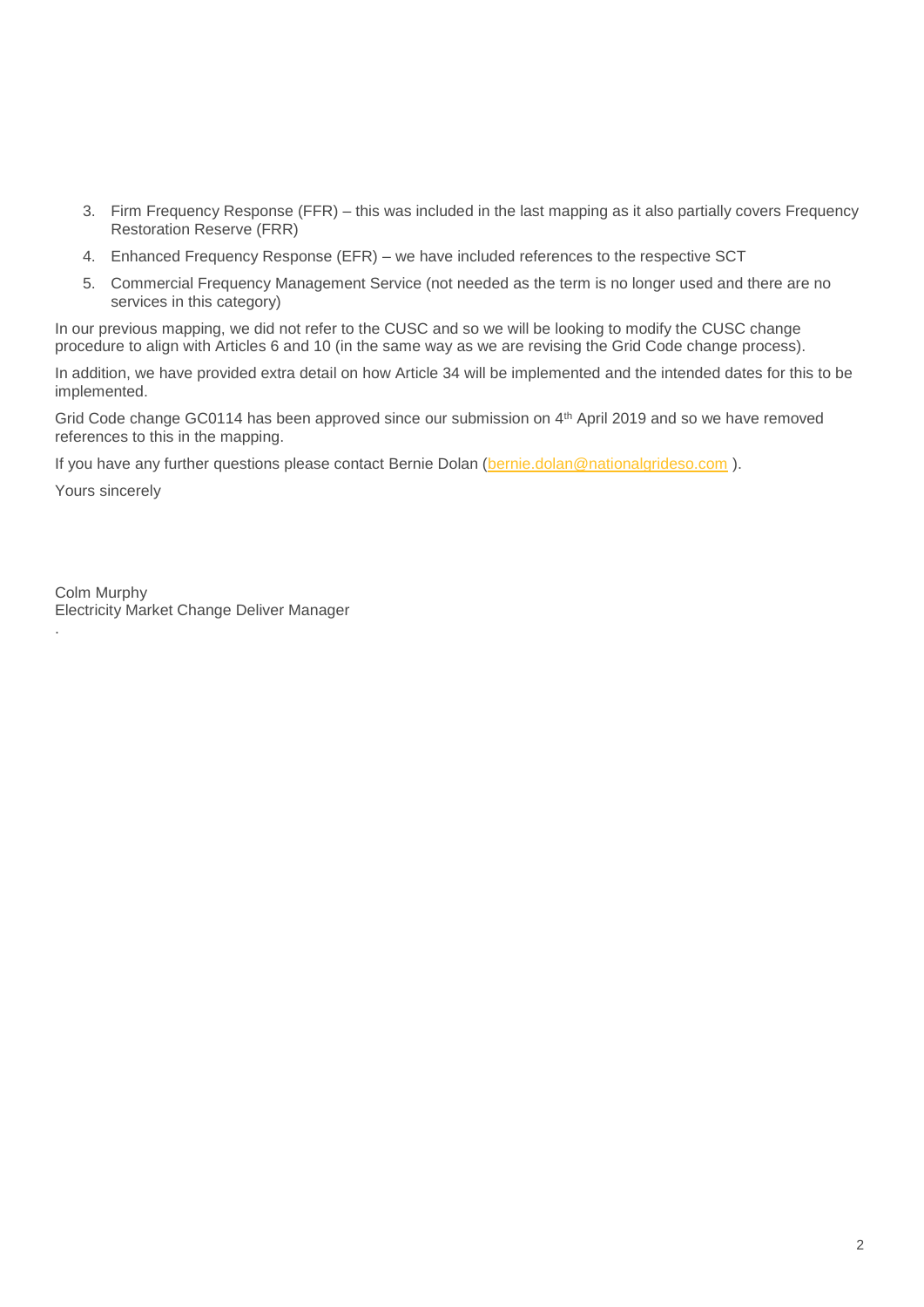3. Firm Frequency Response (FFR) – this was included in the last mapping as it also partially covers Frequency Restoration Reserve (FRR)
4. Enhanced Frequency Response (EFR) – we have included references to the respective SCT
5. Commercial Frequency Management Service (not needed as the term is no longer used and there are no services in this category)

In our previous mapping, we did not refer to the CUSC and so we will be looking to modify the CUSC change procedure to align with Articles 6 and 10 (in the same way as we are revising the Grid Code change process).

In addition, we have provided extra detail on how Article 34 will be implemented and the intended dates for this to be implemented.

Grid Code change GC0114 has been approved since our submission on 4th April 2019 and so we have removed references to this in the mapping.

If you have any further questions please contact Bernie Dolan (bernie.dolan@nationalgrideso.com ).

Yours sincerely

Colm Murphy
Electricity Market Change Deliver Manager

.